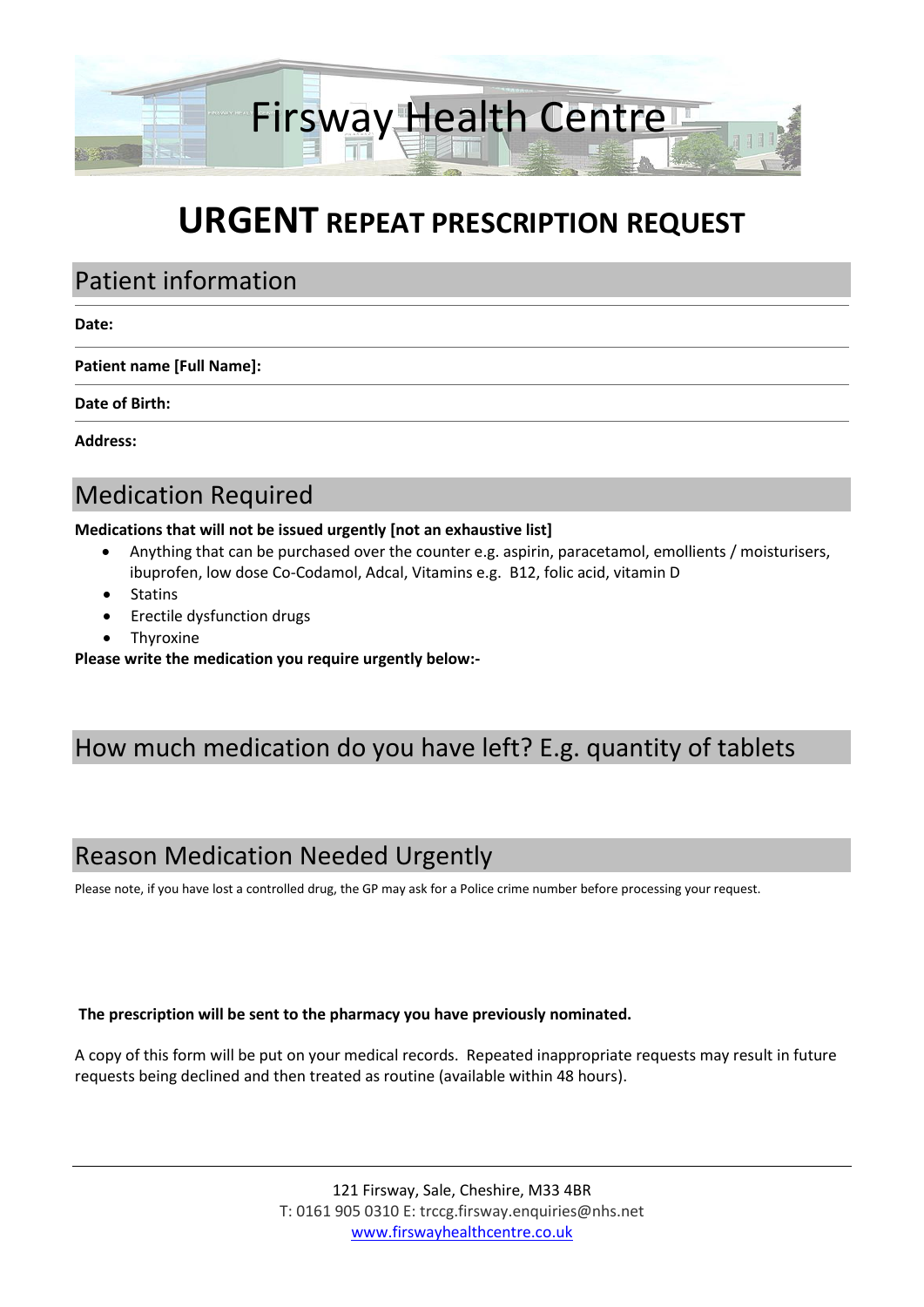# Firsway Health Centre

# **URGENT** REPEAT PRESCRIPTION REQUEST

## Patient information

**Date:**

**Patient name [Full Name]:**

**Date of Birth:**

**Address:**

## Medication Required

**Medications that will not be issued urgently [not an exhaustive list]**

- Anything that can be purchased over the counter e.g. aspirin, paracetamol, emollients / moisturisers, ibuprofen, low dose Co-Codamol, Adcal, Vitamins e.g. B12, folic acid, vitamin D
- Statins
- Erectile dysfunction drugs
- Thyroxine

**Please write the medication you require urgently below:-**

## How much medication do you have left? E.g. quantity of tablets

## Reason Medication Needed Urgently

Please note, if you have lost a controlled drug, the GP may ask for a Police crime number before processing your request.

**The prescription will be sent to the pharmacy you have previously nominated.**

A copy of this form will be put on your medical records. Repeated inappropriate requests may result in future requests being declined and then treated as routine (available within 48 hours).

121 Firsway, Sale, Cheshire, M33 4BR
T: 0161 905 0310 E: trccg.firsway.enquiries@nhs.net
www.firswayhealthcentre.co.uk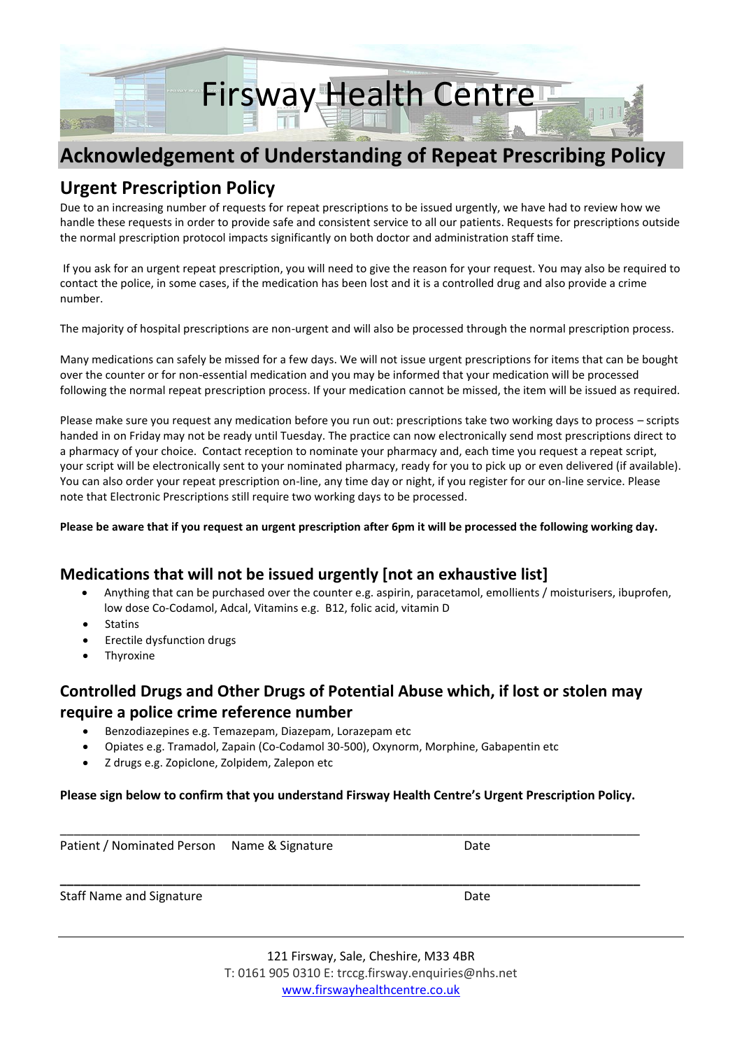# Firsway Health Centre

## Acknowledgement of Understanding of Repeat Prescribing Policy

### Urgent Prescription Policy

Due to an increasing number of requests for repeat prescriptions to be issued urgently, we have had to review how we handle these requests in order to provide safe and consistent service to all our patients. Requests for prescriptions outside the normal prescription protocol impacts significantly on both doctor and administration staff time.

If you ask for an urgent repeat prescription, you will need to give the reason for your request. You may also be required to contact the police, in some cases, if the medication has been lost and it is a controlled drug and also provide a crime number.

The majority of hospital prescriptions are non-urgent and will also be processed through the normal prescription process.

Many medications can safely be missed for a few days. We will not issue urgent prescriptions for items that can be bought over the counter or for non-essential medication and you may be informed that your medication will be processed following the normal repeat prescription process. If your medication cannot be missed, the item will be issued as required.

Please make sure you request any medication before you run out: prescriptions take two working days to process – scripts handed in on Friday may not be ready until Tuesday. The practice can now electronically send most prescriptions direct to a pharmacy of your choice. Contact reception to nominate your pharmacy and, each time you request a repeat script, your script will be electronically sent to your nominated pharmacy, ready for you to pick up or even delivered (if available). You can also order your repeat prescription on-line, any time day or night, if you register for our on-line service. Please note that Electronic Prescriptions still require two working days to be processed.

**Please be aware that if you request an urgent prescription after 6pm it will be processed the following working day.**

### Medications that will not be issued urgently [not an exhaustive list]

- Anything that can be purchased over the counter e.g. aspirin, paracetamol, emollients / moisturisers, ibuprofen, low dose Co-Codamol, Adcal, Vitamins e.g. B12, folic acid, vitamin D
- Statins
- Erectile dysfunction drugs
- Thyroxine

### Controlled Drugs and Other Drugs of Potential Abuse which, if lost or stolen may require a police crime reference number

- Benzodiazepines e.g. Temazepam, Diazepam, Lorazepam etc
- Opiates e.g. Tramadol, Zapain (Co-Codamol 30-500), Oxynorm, Morphine, Gabapentin etc
- Z drugs e.g. Zopiclone, Zolpidem, Zalepon etc

**Please sign below to confirm that you understand Firsway Health Centre's Urgent Prescription Policy.**

\_\_\_\_\_\_\_\_\_\_\_\_\_\_\_\_\_\_\_\_\_\_\_\_\_\_\_\_\_\_\_\_\_\_\_\_\_\_\_\_\_\_\_\_\_\_\_\_\_\_\_\_\_\_\_\_\_\_\_\_\_\_\_\_\_\_\_\_\_\_\_\_\_\_\_\_

Patient / Nominated Person Name & Signature Date

\_\_\_\_\_\_\_\_\_\_\_\_\_\_\_\_\_\_\_\_\_\_\_\_\_\_\_\_\_\_\_\_\_\_\_\_\_\_\_\_\_\_\_\_\_\_\_\_\_\_\_\_\_\_\_\_\_\_\_\_\_\_\_\_\_\_\_\_\_\_\_\_\_\_\_\_

Staff Name and Signature Date

121 Firsway, Sale, Cheshire, M33 4BR
T: 0161 905 0310 E: trccg.firsway.enquiries@nhs.net
www.firswayhealthcentre.co.uk